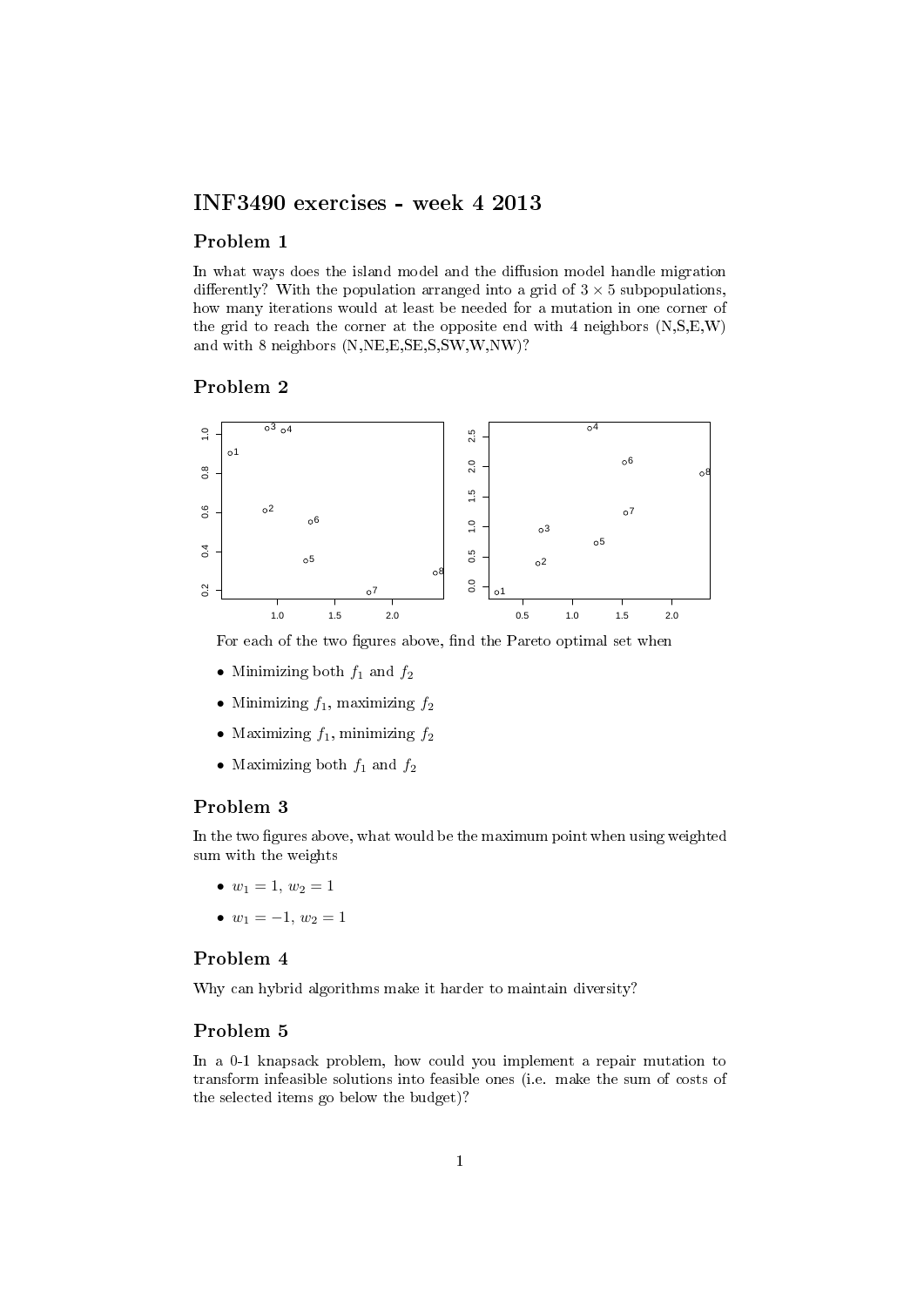# INF3490 exercises - week 4 2013

## Problem 1

In what ways does the island model and the diffusion model handle migration differently? With the population arranged into a grid of $3 \times 5$ subpopulations, how many iterations would at least be needed for a mutation in one corner of the grid to reach the corner at the opposite end with 4 neighbors (N,S,E,W) and with 8 neighbors (N,NE,E,SE,S,SW,W,NW)?

## Problem 2

For each of the two figures above, find the Pareto optimal set when

- Minimizing both $f_1$ and $f_2$
- Minimizing $f_1$, maximizing $f_2$
- Maximizing $f_1$, minimizing $f_2$
- Maximizing both $f_1$ and $f_2$

## Problem 3

In the two figures above, what would be the maximum point when using weighted sum with the weights

- $w_1 = 1$, $w_2 = 1$
- $w_1 = -1$, $w_2 = 1$

## Problem 4

Why can hybrid algorithms make it harder to maintain diversity?

## Problem 5

In a 0-1 knapsack problem, how could you implement a repair mutation to transform infeasible solutions into feasible ones (i.e. make the sum of costs of the selected items go below the budget)?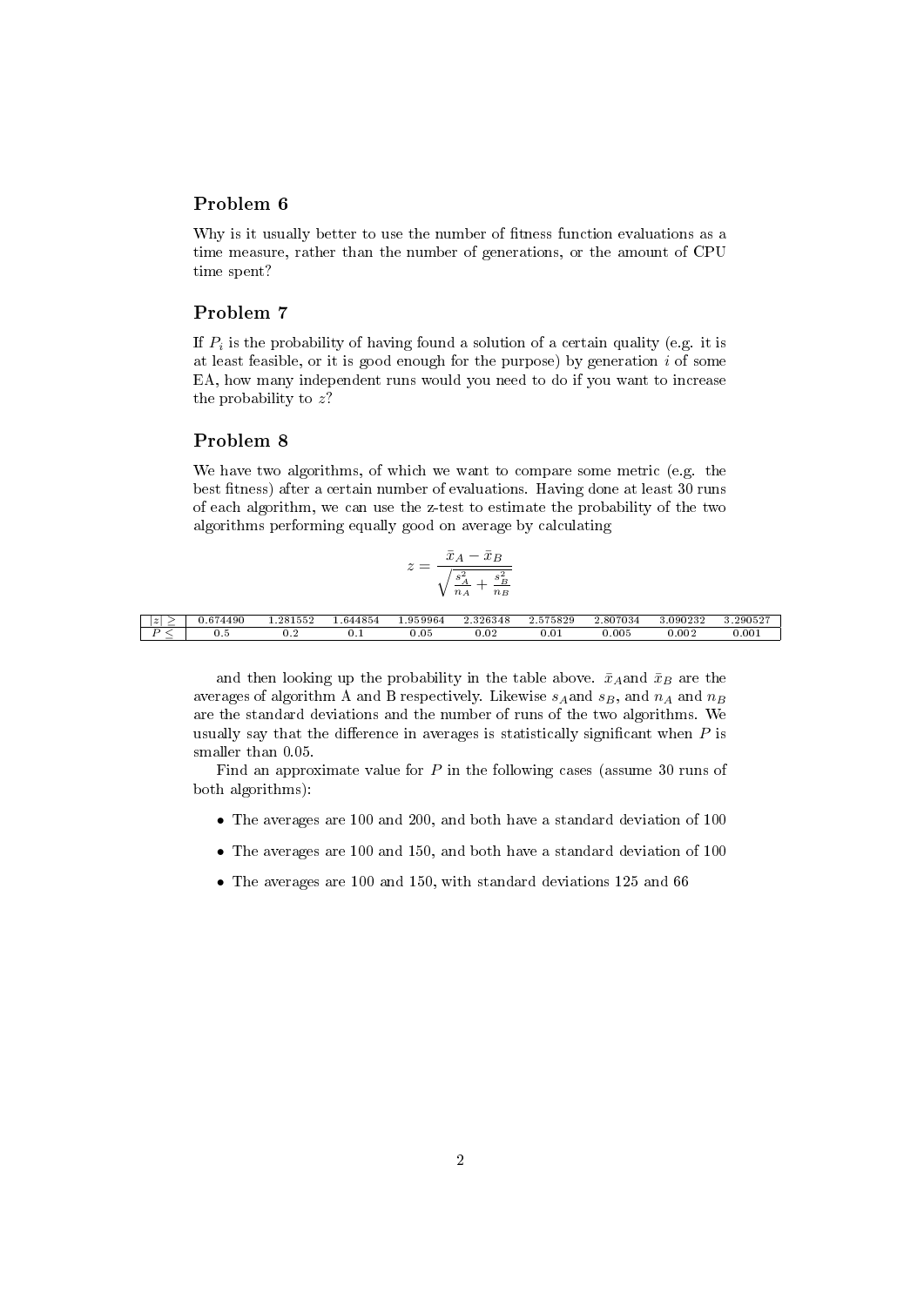## Problem 6

Why is it usually better to use the number of fitness function evaluations as a time measure, rather than the number of generations, or the amount of CPU time spent?

## Problem 7

If $P_i$ is the probability of having found a solution of a certain quality (e.g. it is at least feasible, or it is good enough for the purpose) by generation $i$ of some EA, how many independent runs would you need to do if you want to increase the probability to $z$?

## Problem 8

We have two algorithms, of which we want to compare some metric (e.g. the best fitness) after a certain number of evaluations. Having done at least 30 runs of each algorithm, we can use the z-test to estimate the probability of the two algorithms performing equally good on average by calculating

$$z = \frac{\bar{x}_A - \bar{x}_B}{\sqrt{\frac{s_A^2}{n_A} + \frac{s_B^2}{n_B}}}$$

| $\|z\| \geq$ | 0.674490 | 1.281552 | 1.644854 | 1.959964 | 2.326348 | 2.575829 | 2.807034 | 3.090232 | 3.290527 |
|---|---|---|---|---|---|---|---|---|---|
| $P \leq$ | 0.5 | 0.2 | 0.1 | 0.05 | 0.02 | 0.01 | 0.005 | 0.002 | 0.001 |

and then looking up the probability in the table above. $\bar{x}_A$ and $\bar{x}_B$ are the averages of algorithm A and B respectively. Likewise $s_A$ and $s_B$, and $n_A$ and $n_B$ are the standard deviations and the number of runs of the two algorithms. We usually say that the difference in averages is statistically significant when $P$ is smaller than 0.05.

Find an approximate value for $P$ in the following cases (assume 30 runs of both algorithms):

- The averages are 100 and 200, and both have a standard deviation of 100
- The averages are 100 and 150, and both have a standard deviation of 100
- The averages are 100 and 150, with standard deviations 125 and 66